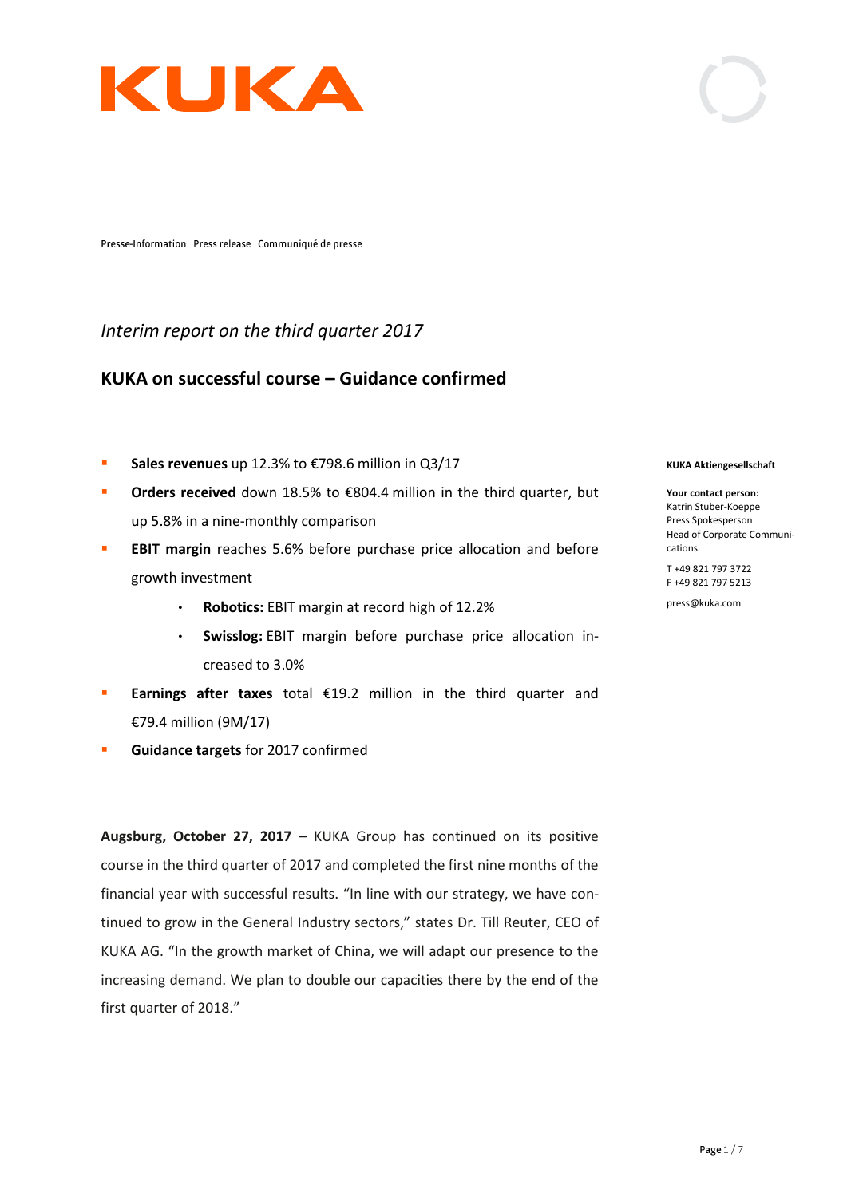KUKA

Presse-Information Press release Communiqué de presse

*Interim report on the third quarter 2017*

## KUKA on successful course – Guidance confirmed

- **Sales revenues** up 12.3% to €798.6 million in Q3/17
- **Orders received** down 18.5% to €804.4 million in the third quarter, but up 5.8% in a nine-monthly comparison
- **EBIT margin** reaches 5.6% before purchase price allocation and before growth investment
  - **Robotics:** EBIT margin at record high of 12.2%
  - **Swisslog:** EBIT margin before purchase price allocation increased to 3.0%
- **Earnings after taxes** total €19.2 million in the third quarter and €79.4 million (9M/17)
- **Guidance targets** for 2017 confirmed

**KUKA Aktiengesellschaft**

**Your contact person:**
Katrin Stuber-Koeppe
Press Spokesperson
Head of Corporate Communications

T +49 821 797 3722
F +49 821 797 5213

press@kuka.com

**Augsburg, October 27, 2017** – KUKA Group has continued on its positive course in the third quarter of 2017 and completed the first nine months of the financial year with successful results. "In line with our strategy, we have continued to grow in the General Industry sectors," states Dr. Till Reuter, CEO of KUKA AG. "In the growth market of China, we will adapt our presence to the increasing demand. We plan to double our capacities there by the end of the first quarter of 2018."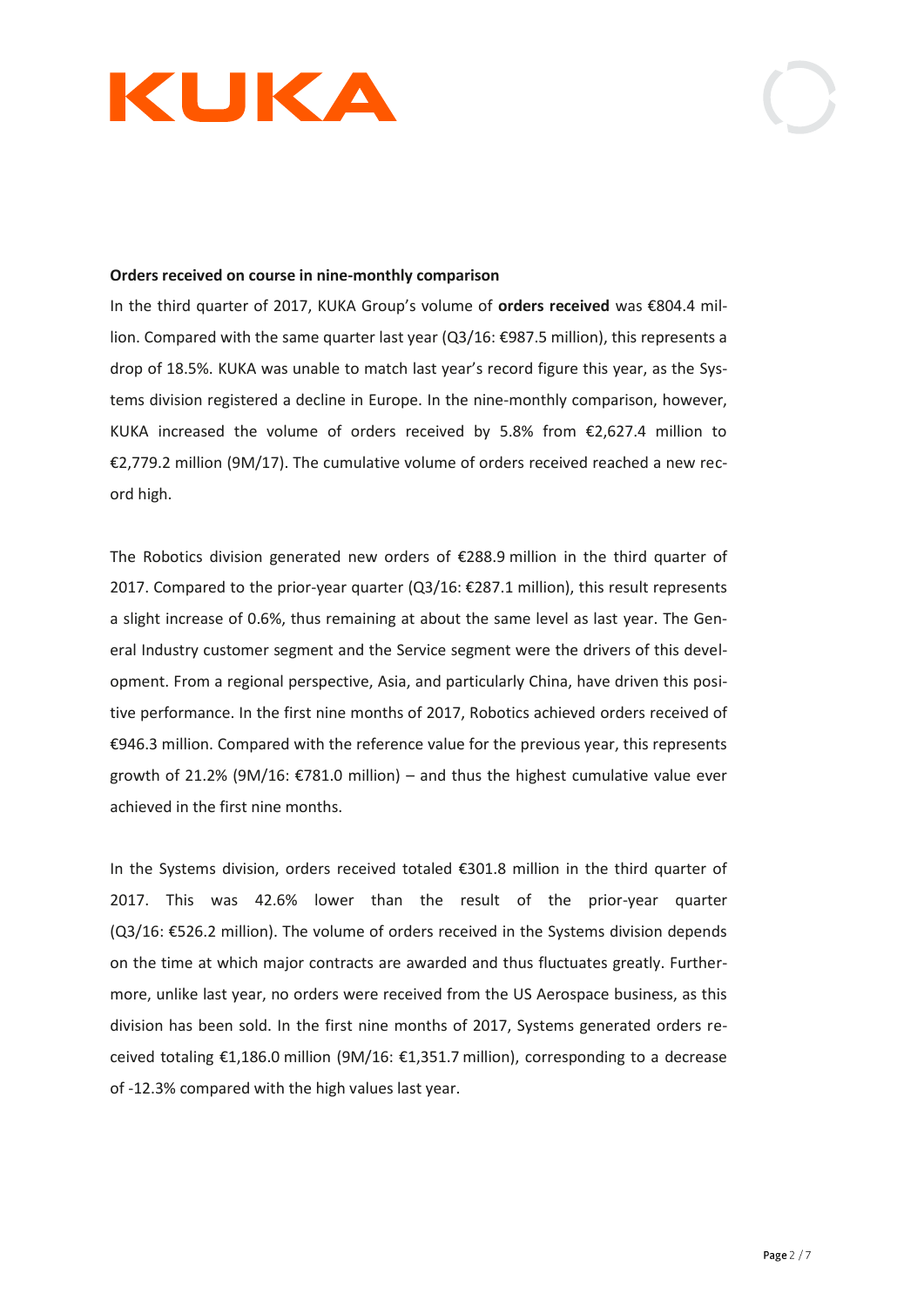**Orders received on course in nine-monthly comparison**

In the third quarter of 2017, KUKA Group's volume of **orders received** was €804.4 million. Compared with the same quarter last year (Q3/16: €987.5 million), this represents a drop of 18.5%. KUKA was unable to match last year's record figure this year, as the Systems division registered a decline in Europe. In the nine-monthly comparison, however, KUKA increased the volume of orders received by 5.8% from €2,627.4 million to €2,779.2 million (9M/17). The cumulative volume of orders received reached a new record high.

The Robotics division generated new orders of €288.9 million in the third quarter of 2017. Compared to the prior-year quarter (Q3/16: €287.1 million), this result represents a slight increase of 0.6%, thus remaining at about the same level as last year. The General Industry customer segment and the Service segment were the drivers of this development. From a regional perspective, Asia, and particularly China, have driven this positive performance. In the first nine months of 2017, Robotics achieved orders received of €946.3 million. Compared with the reference value for the previous year, this represents growth of 21.2% (9M/16: €781.0 million) – and thus the highest cumulative value ever achieved in the first nine months.

In the Systems division, orders received totaled €301.8 million in the third quarter of 2017. This was 42.6% lower than the result of the prior-year quarter (Q3/16: €526.2 million). The volume of orders received in the Systems division depends on the time at which major contracts are awarded and thus fluctuates greatly. Furthermore, unlike last year, no orders were received from the US Aerospace business, as this division has been sold. In the first nine months of 2017, Systems generated orders received totaling €1,186.0 million (9M/16: €1,351.7 million), corresponding to a decrease of -12.3% compared with the high values last year.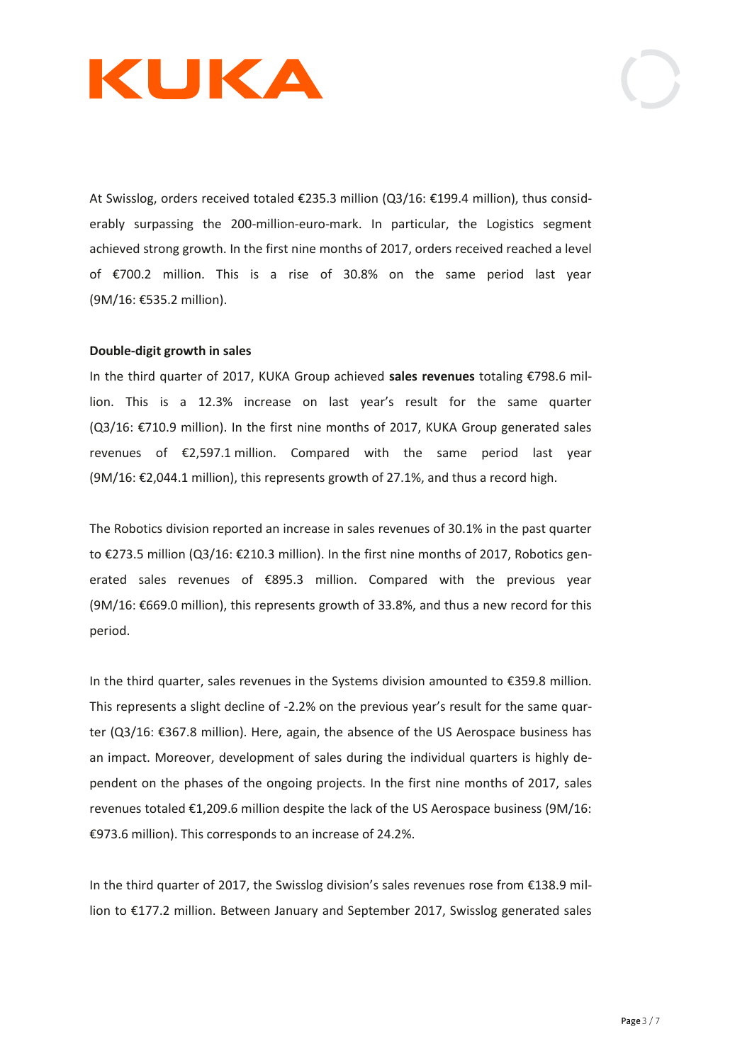At Swisslog, orders received totaled €235.3 million (Q3/16: €199.4 million), thus considerably surpassing the 200-million-euro-mark. In particular, the Logistics segment achieved strong growth. In the first nine months of 2017, orders received reached a level of €700.2 million. This is a rise of 30.8% on the same period last year (9M/16: €535.2 million).

**Double-digit growth in sales**

In the third quarter of 2017, KUKA Group achieved **sales revenues** totaling €798.6 million. This is a 12.3% increase on last year's result for the same quarter (Q3/16: €710.9 million). In the first nine months of 2017, KUKA Group generated sales revenues of €2,597.1 million. Compared with the same period last year (9M/16: €2,044.1 million), this represents growth of 27.1%, and thus a record high.

The Robotics division reported an increase in sales revenues of 30.1% in the past quarter to €273.5 million (Q3/16: €210.3 million). In the first nine months of 2017, Robotics generated sales revenues of €895.3 million. Compared with the previous year (9M/16: €669.0 million), this represents growth of 33.8%, and thus a new record for this period.

In the third quarter, sales revenues in the Systems division amounted to €359.8 million. This represents a slight decline of -2.2% on the previous year's result for the same quarter (Q3/16: €367.8 million). Here, again, the absence of the US Aerospace business has an impact. Moreover, development of sales during the individual quarters is highly dependent on the phases of the ongoing projects. In the first nine months of 2017, sales revenues totaled €1,209.6 million despite the lack of the US Aerospace business (9M/16: €973.6 million). This corresponds to an increase of 24.2%.

In the third quarter of 2017, the Swisslog division's sales revenues rose from €138.9 million to €177.2 million. Between January and September 2017, Swisslog generated sales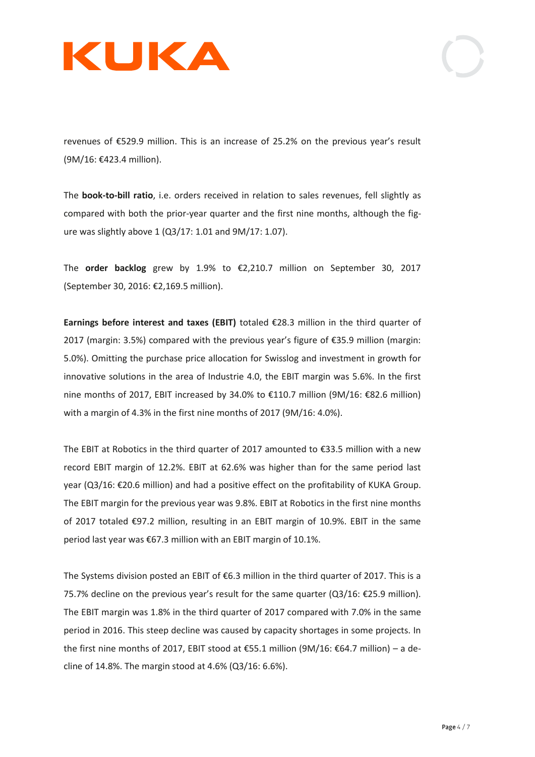revenues of €529.9 million. This is an increase of 25.2% on the previous year's result (9M/16: €423.4 million).

The **book-to-bill ratio**, i.e. orders received in relation to sales revenues, fell slightly as compared with both the prior-year quarter and the first nine months, although the figure was slightly above 1 (Q3/17: 1.01 and 9M/17: 1.07).

The **order backlog** grew by 1.9% to €2,210.7 million on September 30, 2017 (September 30, 2016: €2,169.5 million).

**Earnings before interest and taxes (EBIT)** totaled €28.3 million in the third quarter of 2017 (margin: 3.5%) compared with the previous year's figure of €35.9 million (margin: 5.0%). Omitting the purchase price allocation for Swisslog and investment in growth for innovative solutions in the area of Industrie 4.0, the EBIT margin was 5.6%. In the first nine months of 2017, EBIT increased by 34.0% to €110.7 million (9M/16: €82.6 million) with a margin of 4.3% in the first nine months of 2017 (9M/16: 4.0%).

The EBIT at Robotics in the third quarter of 2017 amounted to €33.5 million with a new record EBIT margin of 12.2%. EBIT at 62.6% was higher than for the same period last year (Q3/16: €20.6 million) and had a positive effect on the profitability of KUKA Group. The EBIT margin for the previous year was 9.8%. EBIT at Robotics in the first nine months of 2017 totaled €97.2 million, resulting in an EBIT margin of 10.9%. EBIT in the same period last year was €67.3 million with an EBIT margin of 10.1%.

The Systems division posted an EBIT of €6.3 million in the third quarter of 2017. This is a 75.7% decline on the previous year's result for the same quarter (Q3/16: €25.9 million). The EBIT margin was 1.8% in the third quarter of 2017 compared with 7.0% in the same period in 2016. This steep decline was caused by capacity shortages in some projects. In the first nine months of 2017, EBIT stood at €55.1 million (9M/16: €64.7 million) – a decline of 14.8%. The margin stood at 4.6% (Q3/16: 6.6%).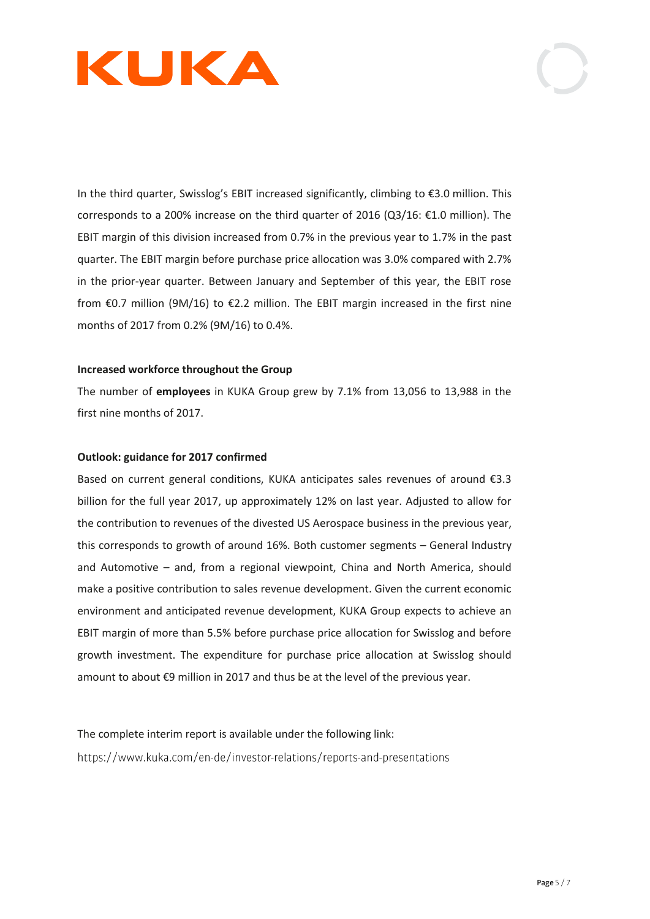In the third quarter, Swisslog's EBIT increased significantly, climbing to €3.0 million. This corresponds to a 200% increase on the third quarter of 2016 (Q3/16: €1.0 million). The EBIT margin of this division increased from 0.7% in the previous year to 1.7% in the past quarter. The EBIT margin before purchase price allocation was 3.0% compared with 2.7% in the prior-year quarter. Between January and September of this year, the EBIT rose from €0.7 million (9M/16) to €2.2 million. The EBIT margin increased in the first nine months of 2017 from 0.2% (9M/16) to 0.4%.

**Increased workforce throughout the Group**

The number of **employees** in KUKA Group grew by 7.1% from 13,056 to 13,988 in the first nine months of 2017.

**Outlook: guidance for 2017 confirmed**

Based on current general conditions, KUKA anticipates sales revenues of around €3.3 billion for the full year 2017, up approximately 12% on last year. Adjusted to allow for the contribution to revenues of the divested US Aerospace business in the previous year, this corresponds to growth of around 16%. Both customer segments – General Industry and Automotive – and, from a regional viewpoint, China and North America, should make a positive contribution to sales revenue development. Given the current economic environment and anticipated revenue development, KUKA Group expects to achieve an EBIT margin of more than 5.5% before purchase price allocation for Swisslog and before growth investment. The expenditure for purchase price allocation at Swisslog should amount to about €9 million in 2017 and thus be at the level of the previous year.

The complete interim report is available under the following link:

https://www.kuka.com/en-de/investor-relations/reports-and-presentations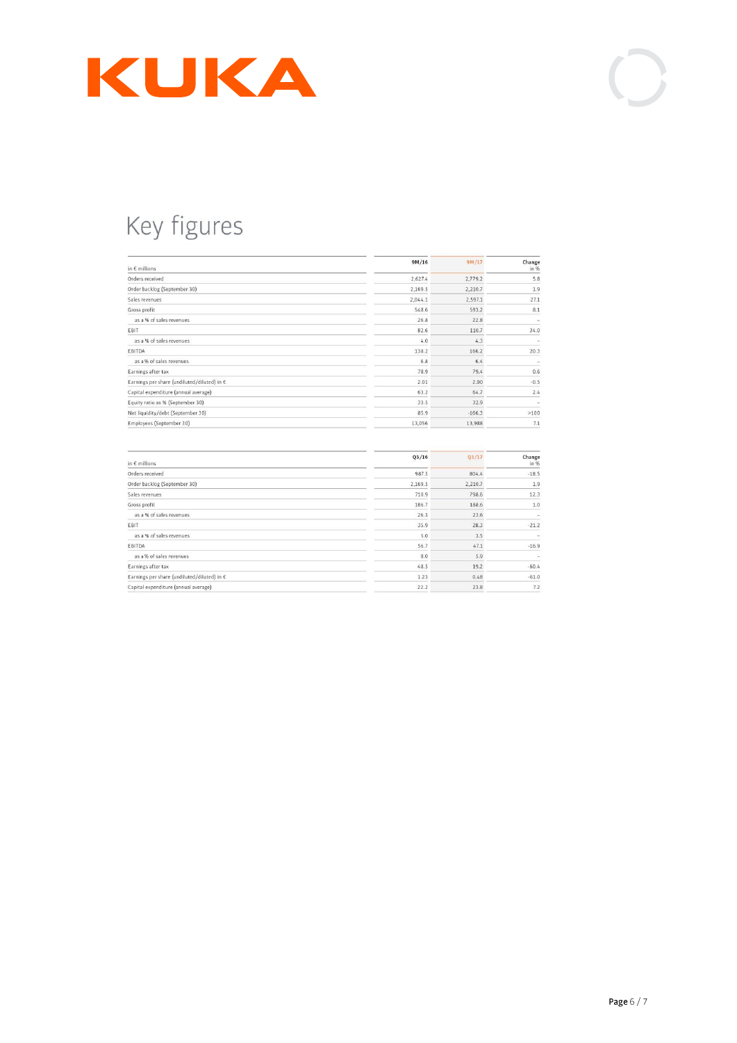# Key figures

| in € millions | 9M/16 | 9M/17 | Change in % |
|---|---|---|---|
| Orders received | 2,627.4 | 2,779.2 | 5.8 |
| Order backlog (September 30) | 2,169.5 | 2,210.7 | 1.9 |
| Sales revenues | 2,044.1 | 2,597.1 | 27.1 |
| Gross profit | 548.6 | 593.2 | 8.1 |
| as a % of sales revenues | 26.8 | 22.8 | – |
| EBIT | 82.6 | 110.7 | 34.0 |
| as a % of sales revenues | 4.0 | 4.3 | – |
| EBITDA | 138.2 | 166.2 | 20.3 |
| as a % of sales revenues | 6.8 | 6.4 | – |
| Earnings after tax | 78.9 | 79.4 | 0.6 |
| Earnings per share (undiluted/diluted) in € | 2.01 | 2.00 | -0.5 |
| Capital expenditure (annual average) | 63.2 | 64.7 | 2.4 |
| Equity ratio as % (September 30) | 33.5 | 32.9 | – |
| Net liquidity/debt (September 30) | 85.9 | -166.3 | >100 |
| Employees (September 30) | 13,056 | 13,988 | 7.1 |

| in € millions | Q3/16 | Q3/17 | Change in % |
|---|---|---|---|
| Orders received | 987.5 | 804.4 | -18.5 |
| Order backlog (September 30) | 2,169.5 | 2,210.7 | 1.9 |
| Sales revenues | 710.9 | 798.6 | 12.3 |
| Gross profit | 186.7 | 188.6 | 1.0 |
| as a % of sales revenues | 26.3 | 23.6 | – |
| EBIT | 35.9 | 28.3 | -21.2 |
| as a % of sales revenues | 5.0 | 3.5 | – |
| EBITDA | 56.7 | 47.1 | -16.9 |
| as a % of sales revenues | 8.0 | 5.9 | – |
| Earnings after tax | 48.5 | 19.2 | -60.4 |
| Earnings per share (undiluted/diluted) in € | 1.23 | 0.48 | -61.0 |
| Capital expenditure (annual average) | 22.2 | 23.8 | 7.2 |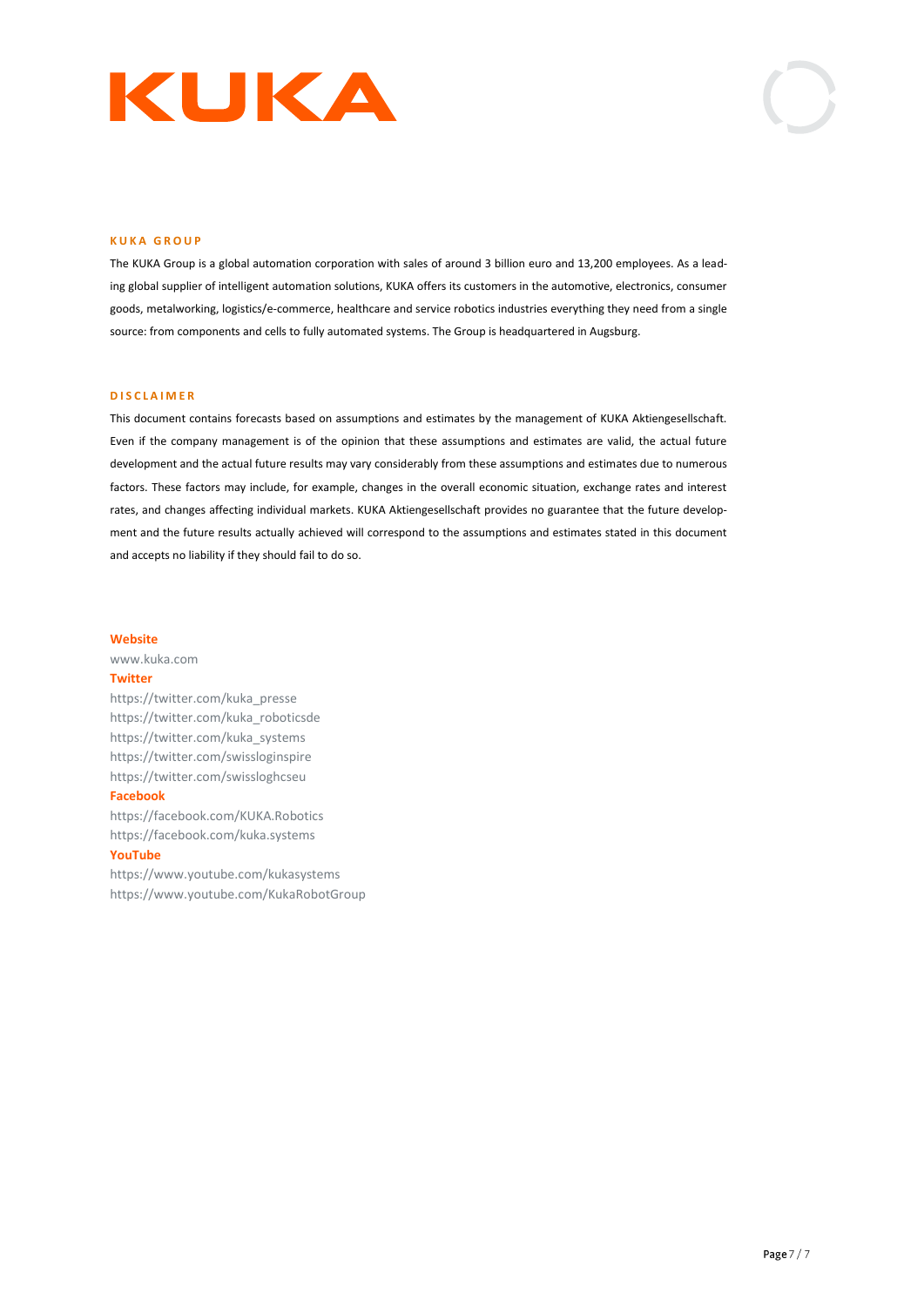KUKA

## KUKA GROUP

The KUKA Group is a global automation corporation with sales of around 3 billion euro and 13,200 employees. As a leading global supplier of intelligent automation solutions, KUKA offers its customers in the automotive, electronics, consumer goods, metalworking, logistics/e-commerce, healthcare and service robotics industries everything they need from a single source: from components and cells to fully automated systems. The Group is headquartered in Augsburg.

## DISCLAIMER

This document contains forecasts based on assumptions and estimates by the management of KUKA Aktiengesellschaft. Even if the company management is of the opinion that these assumptions and estimates are valid, the actual future development and the actual future results may vary considerably from these assumptions and estimates due to numerous factors. These factors may include, for example, changes in the overall economic situation, exchange rates and interest rates, and changes affecting individual markets. KUKA Aktiengesellschaft provides no guarantee that the future development and the future results actually achieved will correspond to the assumptions and estimates stated in this document and accepts no liability if they should fail to do so.

**Website**
www.kuka.com

**Twitter**
https://twitter.com/kuka_presse
https://twitter.com/kuka_roboticsde
https://twitter.com/kuka_systems
https://twitter.com/swissloginspire
https://twitter.com/swissloghcseu

**Facebook**
https://facebook.com/KUKA.Robotics
https://facebook.com/kuka.systems

**YouTube**
https://www.youtube.com/kukasystems
https://www.youtube.com/KukaRobotGroup